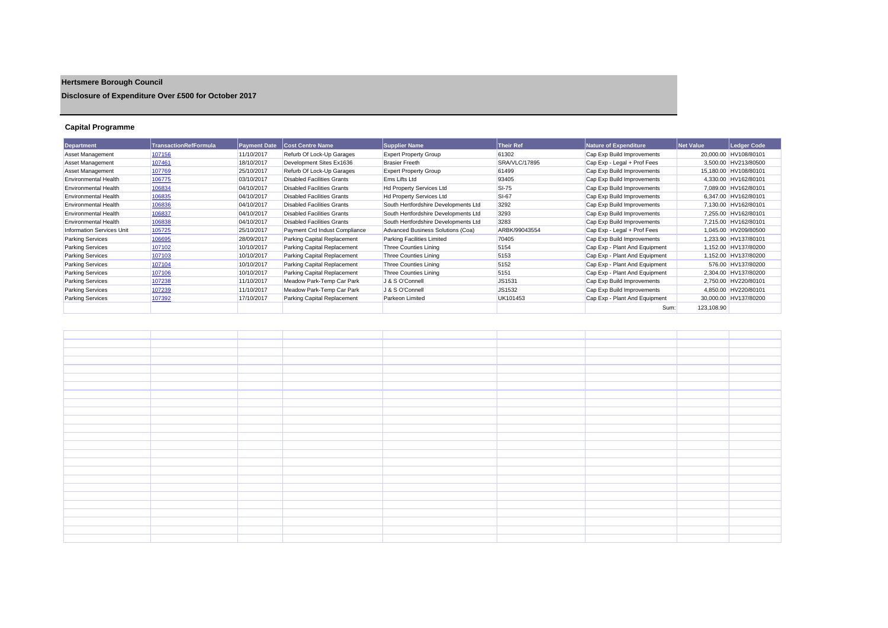# Hertsmere Borough Council

## Disclosure of Expenditure Over £500 for October 2017

### Capital Programme

| Department | TransactionRefFormula | Payment Date | Cost Centre Name | Supplier Name | Their Ref | Nature of Expenditure | Net Value | Ledger Code |
|---|---|---|---|---|---|---|---|---|
| Asset Management | 107156 | 11/10/2017 | Refurb Of Lock-Up Garages | Expert Property Group | 61302 | Cap Exp Build Improvements | 20,000.00 | HV108/80101 |
| Asset Management | 107461 | 18/10/2017 | Development Sites Ex1636 | Brasier Freeth | SRA/VLC/17895 | Cap Exp - Legal + Prof Fees | 3,500.00 | HV213/80500 |
| Asset Management | 107769 | 25/10/2017 | Refurb Of Lock-Up Garages | Expert Property Group | 61499 | Cap Exp Build Improvements | 15,180.00 | HV108/80101 |
| Environmental Health | 106775 | 03/10/2017 | Disabled Facilities Grants | Ems Lifts Ltd | 93405 | Cap Exp Build Improvements | 4,330.00 | HV162/80101 |
| Environmental Health | 106834 | 04/10/2017 | Disabled Facilities Grants | Hd Property Services Ltd | SI-75 | Cap Exp Build Improvements | 7,089.00 | HV162/80101 |
| Environmental Health | 106835 | 04/10/2017 | Disabled Facilities Grants | Hd Property Services Ltd | SI-67 | Cap Exp Build Improvements | 6,347.00 | HV162/80101 |
| Environmental Health | 106836 | 04/10/2017 | Disabled Facilities Grants | South Hertfordshire Developments Ltd | 3292 | Cap Exp Build Improvements | 7,130.00 | HV162/80101 |
| Environmental Health | 106837 | 04/10/2017 | Disabled Facilities Grants | South Hertfordshire Developments Ltd | 3293 | Cap Exp Build Improvements | 7,255.00 | HV162/80101 |
| Environmental Health | 106838 | 04/10/2017 | Disabled Facilities Grants | South Hertfordshire Developments Ltd | 3283 | Cap Exp Build Improvements | 7,215.00 | HV162/80101 |
| Information Services Unit | 105725 | 25/10/2017 | Payment Crd Indust Compliance | Advanced Business Solutions (Coa) | ARBK/99043554 | Cap Exp - Legal + Prof Fees | 1,045.00 | HV209/80500 |
| Parking Services | 106695 | 28/09/2017 | Parking Capital Replacement | Parking Facilities Limited | 70405 | Cap Exp Build Improvements | 1,233.90 | HV137/80101 |
| Parking Services | 107102 | 10/10/2017 | Parking Capital Replacement | Three Counties Lining | 5154 | Cap Exp - Plant And Equipment | 1,152.00 | HV137/80200 |
| Parking Services | 107103 | 10/10/2017 | Parking Capital Replacement | Three Counties Lining | 5153 | Cap Exp - Plant And Equipment | 1,152.00 | HV137/80200 |
| Parking Services | 107104 | 10/10/2017 | Parking Capital Replacement | Three Counties Lining | 5152 | Cap Exp - Plant And Equipment | 576.00 | HV137/80200 |
| Parking Services | 107106 | 10/10/2017 | Parking Capital Replacement | Three Counties Lining | 5151 | Cap Exp - Plant And Equipment | 2,304.00 | HV137/80200 |
| Parking Services | 107238 | 11/10/2017 | Meadow Park-Temp Car Park | J & S O'Connell | JS1531 | Cap Exp Build Improvements | 2,750.00 | HV220/80101 |
| Parking Services | 107239 | 11/10/2017 | Meadow Park-Temp Car Park | J & S O'Connell | JS1532 | Cap Exp Build Improvements | 4,850.00 | HV220/80101 |
| Parking Services | 107392 | 17/10/2017 | Parking Capital Replacement | Parkeon Limited | UK101453 | Cap Exp - Plant And Equipment | 30,000.00 | HV137/80200 |
| | | | | | | Sum: | 123,108.90 | |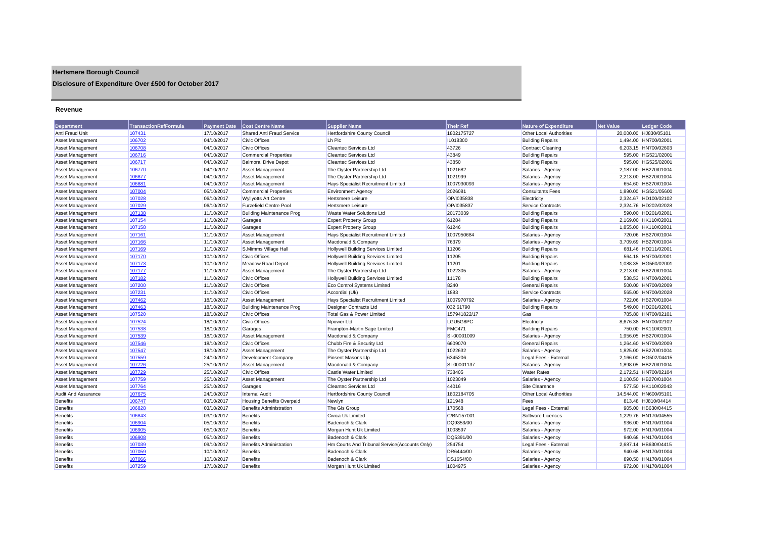# Hertsmere Borough Council

## Disclosure of Expenditure Over £500 for October 2017

### Revenue

| Department | TransactionRefFormula | Payment Date | Cost Centre Name | Supplier Name | Their Ref | Nature of Expenditure | Net Value | Ledger Code |
|---|---|---|---|---|---|---|---|---|
| Anti Fraud Unit | 107431 | 17/10/2017 | Shared Anti Fraud Service | Hertfordshire County Council | 1802175727 | Other Local Authorities | 20,000.00 | HJ830/05101 |
| Asset Management | 106702 | 04/10/2017 | Civic Offices | Lh Plc | IL018300 | Building Repairs | 1,494.00 | HN700/02001 |
| Asset Management | 106708 | 04/10/2017 | Civic Offices | Cleantec Services Ltd | 43726 | Contract Cleaning | 6,203.15 | HN700/02603 |
| Asset Management | 106716 | 04/10/2017 | Commercial Properties | Cleantec Services Ltd | 43849 | Building Repairs | 595.00 | HG521/02001 |
| Asset Management | 106717 | 04/10/2017 | Balmoral Drive Depot | Cleantec Services Ltd | 43850 | Building Repairs | 595.00 | HG525/02001 |
| Asset Management | 106770 | 04/10/2017 | Asset Management | The Oyster Partnership Ltd | 1021682 | Salaries - Agency | 2,187.00 | HB270/01004 |
| Asset Management | 106877 | 04/10/2017 | Asset Management | The Oyster Partnership Ltd | 1021999 | Salaries - Agency | 2,213.00 | HB270/01004 |
| Asset Management | 106881 | 04/10/2017 | Asset Management | Hays Specialist Recruitment Limited | 1007930093 | Salaries - Agency | 654.60 | HB270/01004 |
| Asset Management | 107004 | 05/10/2017 | Commercial Properties | Environment Agency | 2026081 | Consultants Fees | 1,890.00 | HG521/05600 |
| Asset Management | 107028 | 06/10/2017 | Wyllyotts Art Centre | Hertsmere Leisure | OP/I035838 | Electricity | 2,324.67 | HD100/02102 |
| Asset Management | 107029 | 06/10/2017 | Furzefield Centre Pool | Hertsmere Leisure | OP/I035837 | Service Contracts | 2,324.76 | HD202/02028 |
| Asset Management | 107138 | 11/10/2017 | Building Maintenance Prog | Waste Water Solutions Ltd | 20173039 | Building Repairs | 590.00 | HD201/02001 |
| Asset Management | 107154 | 11/10/2017 | Garages | Expert Property Group | 61284 | Building Repairs | 2,169.00 | HK110/02001 |
| Asset Management | 107158 | 11/10/2017 | Garages | Expert Property Group | 61246 | Building Repairs | 1,855.00 | HK110/02001 |
| Asset Management | 107161 | 11/10/2017 | Asset Management | Hays Specialist Recruitment Limited | 1007950684 | Salaries - Agency | 720.06 | HB270/01004 |
| Asset Management | 107166 | 11/10/2017 | Asset Management | Macdonald & Company | 76379 | Salaries - Agency | 3,709.69 | HB270/01004 |
| Asset Management | 107169 | 11/10/2017 | S.Mimms Village Hall | Hollywell Building Services Limited | 11206 | Building Repairs | 681.46 | HD211/02001 |
| Asset Management | 107170 | 10/10/2017 | Civic Offices | Hollywell Building Services Limited | 11205 | Building Repairs | 564.18 | HN700/02001 |
| Asset Management | 107173 | 10/10/2017 | Meadow Road Depot | Hollywell Building Services Limited | 11201 | Building Repairs | 1,088.35 | HG560/02001 |
| Asset Management | 107177 | 11/10/2017 | Asset Management | The Oyster Partnership Ltd | 1022305 | Salaries - Agency | 2,213.00 | HB270/01004 |
| Asset Management | 107182 | 11/10/2017 | Civic Offices | Hollywell Building Services Limited | 11178 | Building Repairs | 538.53 | HN700/02001 |
| Asset Management | 107200 | 11/10/2017 | Civic Offices | Eco Control Systems Limited | 8240 | General Repairs | 500.00 | HN700/02009 |
| Asset Management | 107231 | 11/10/2017 | Civic Offices | Accordial (Uk) | 1883 | Service Contracts | 565.00 | HN700/02028 |
| Asset Management | 107462 | 18/10/2017 | Asset Management | Hays Specialist Recruitment Limited | 1007970792 | Salaries - Agency | 722.06 | HB270/01004 |
| Asset Management | 107463 | 18/10/2017 | Building Maintenance Prog | Designer Contracts Ltd | 032 61790 | Building Repairs | 549.00 | HD201/02001 |
| Asset Management | 107520 | 18/10/2017 | Civic Offices | Total Gas & Power Limited | 157941822/17 | Gas | 785.80 | HN700/02101 |
| Asset Management | 107524 | 18/10/2017 | Civic Offices | Npower Ltd | LGU5G8PC | Electricity | 8,676.38 | HN700/02102 |
| Asset Management | 107538 | 18/10/2017 | Garages | Frampton-Martin Sage Limited | FMC471 | Building Repairs | 750.00 | HK110/02001 |
| Asset Management | 107539 | 18/10/2017 | Asset Management | Macdonald & Company | SI-00001009 | Salaries - Agency | 1,956.05 | HB270/01004 |
| Asset Management | 107546 | 18/10/2017 | Civic Offices | Chubb Fire & Security Ltd | 6609070 | General Repairs | 1,264.60 | HN700/02009 |
| Asset Management | 107547 | 18/10/2017 | Asset Management | The Oyster Partnership Ltd | 1022632 | Salaries - Agency | 1,825.00 | HB270/01004 |
| Asset Management | 107559 | 24/10/2017 | Development Company | Pinsent Masons Llp | 6345206 | Legal Fees - External | 2,166.00 | HG502/04415 |
| Asset Management | 107726 | 25/10/2017 | Asset Management | Macdonald & Company | SI-00001137 | Salaries - Agency | 1,898.05 | HB270/01004 |
| Asset Management | 107729 | 25/10/2017 | Civic Offices | Castle Water Limited | 738405 | Water Rates | 2,172.51 | HN700/02104 |
| Asset Management | 107759 | 25/10/2017 | Asset Management | The Oyster Partnership Ltd | 1023049 | Salaries - Agency | 2,100.50 | HB270/01004 |
| Asset Management | 107764 | 25/10/2017 | Garages | Cleantec Services Ltd | 44016 | Site Clearence | 577.50 | HK110/02043 |
| Audit And Assurance | 107675 | 24/10/2017 | Internal Audit | Hertfordshire County Council | 1802184705 | Other Local Authorities | 14,544.00 | HN600/05101 |
| Benefits | 106747 | 03/10/2017 | Housing Benefits Overpaid | Newlyn | 121948 | Fees | 813.48 | HJ810/04414 |
| Benefits | 106828 | 03/10/2017 | Benefits Administration | The Gis Group | 170568 | Legal Fees - External | 905.00 | HB630/04415 |
| Benefits | 106843 | 03/10/2017 | Benefits | Civica Uk Limited | C/BN157001 | Software Licences | 1,229.76 | HN170/04555 |
| Benefits | 106904 | 05/10/2017 | Benefits | Badenoch & Clark | DQ9353/00 | Salaries - Agency | 936.00 | HN170/01004 |
| Benefits | 106905 | 05/10/2017 | Benefits | Morgan Hunt Uk Limited | 1003597 | Salaries - Agency | 972.00 | HN170/01004 |
| Benefits | 106908 | 05/10/2017 | Benefits | Badenoch & Clark | DQ5391/00 | Salaries - Agency | 940.68 | HN170/01004 |
| Benefits | 107039 | 09/10/2017 | Benefits Administration | Hm Courts And Tribunal Service(Accounts Only) | 254754 | Legal Fees - External | 2,687.14 | HB630/04415 |
| Benefits | 107059 | 10/10/2017 | Benefits | Badenoch & Clark | DR6444/00 | Salaries - Agency | 940.68 | HN170/01004 |
| Benefits | 107066 | 10/10/2017 | Benefits | Badenoch & Clark | DS1654/00 | Salaries - Agency | 890.50 | HN170/01004 |
| Benefits | 107259 | 17/10/2017 | Benefits | Morgan Hunt Uk Limited | 1004975 | Salaries - Agency | 972.00 | HN170/01004 |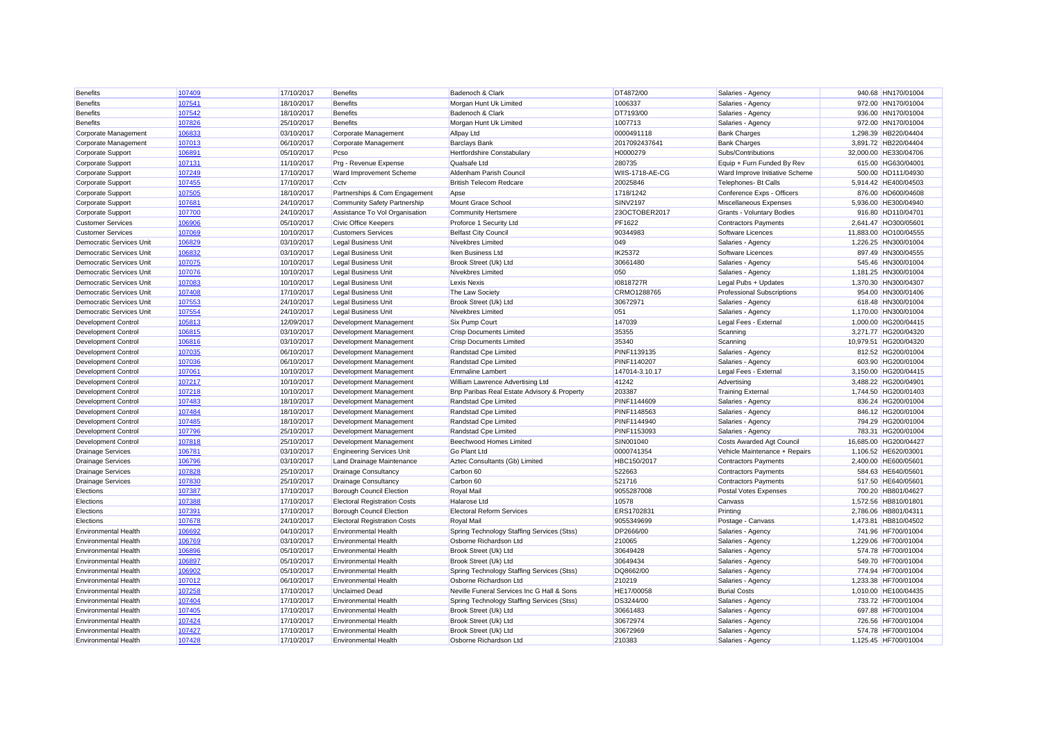| Benefits | 107409 | 17/10/2017 | Benefits | Badenoch & Clark | DT4872/00 | Salaries - Agency | 940.68 | HN170/01004 |
|---|---|---|---|---|---|---|---|---|
| Benefits | 107541 | 18/10/2017 | Benefits | Morgan Hunt Uk Limited | 1006337 | Salaries - Agency | 972.00 | HN170/01004 |
| Benefits | 107542 | 18/10/2017 | Benefits | Badenoch & Clark | DT7193/00 | Salaries - Agency | 936.00 | HN170/01004 |
| Benefits | 107826 | 25/10/2017 | Benefits | Morgan Hunt Uk Limited | 1007713 | Salaries - Agency | 972.00 | HN170/01004 |
| Corporate Management | 106833 | 03/10/2017 | Corporate Management | Allpay Ltd | 0000491118 | Bank Charges | 1,298.39 | HB220/04404 |
| Corporate Management | 107013 | 06/10/2017 | Corporate Management | Barclays Bank | 2017092437641 | Bank Charges | 3,891.72 | HB220/04404 |
| Corporate Support | 106891 | 05/10/2017 | Pcso | Hertfordshire Constabulary | H0000279 | Subs/Contributions | 32,000.00 | HE330/04706 |
| Corporate Support | 107131 | 11/10/2017 | Prg - Revenue Expense | Qualsafe Ltd | 280735 | Equip + Furn Funded By Rev | 615.00 | HG630/04001 |
| Corporate Support | 107249 | 17/10/2017 | Ward Improvement Scheme | Aldenham Parish Council | WIIS-1718-AE-CG | Ward Improve Initiative Scheme | 500.00 | HD111/04930 |
| Corporate Support | 107455 | 17/10/2017 | Cctv | British Telecom Redcare | 20025846 | Telephones- Bt Calls | 5,914.42 | HE400/04503 |
| Corporate Support | 107505 | 18/10/2017 | Partnerships & Com Engagement | Apse | 1718/1242 | Conference Exps - Officers | 876.00 | HD600/04608 |
| Corporate Support | 107681 | 24/10/2017 | Community Safety Partnership | Mount Grace School | SINV2197 | Miscellaneous Expenses | 5,936.00 | HE300/04940 |
| Corporate Support | 107700 | 24/10/2017 | Assistance To Vol Organisation | Community Hertsmere | 23OCTOBER2017 | Grants - Voluntary Bodies | 916.80 | HD110/04701 |
| Customer Services | 106906 | 05/10/2017 | Civic Office Keepers | Proforce 1 Security Ltd | PF1622 | Contractors Payments | 2,641.47 | HO300/05601 |
| Customer Services | 107069 | 10/10/2017 | Customers Services | Belfast City Council | 90344983 | Software Licences | 11,883.00 | HO100/04555 |
| Democratic Services Unit | 106829 | 03/10/2017 | Legal Business Unit | Nivekbres Limited | 049 | Salaries - Agency | 1,226.25 | HN300/01004 |
| Democratic Services Unit | 106832 | 03/10/2017 | Legal Business Unit | Iken Business Ltd | IK25372 | Software Licences | 897.49 | HN300/04555 |
| Democratic Services Unit | 107075 | 10/10/2017 | Legal Business Unit | Brook Street (Uk) Ltd | 30661480 | Salaries - Agency | 545.46 | HN300/01004 |
| Democratic Services Unit | 107076 | 10/10/2017 | Legal Business Unit | Nivekbres Limited | 050 | Salaries - Agency | 1,181.25 | HN300/01004 |
| Democratic Services Unit | 107083 | 10/10/2017 | Legal Business Unit | Lexis Nexis | I0818727R | Legal Pubs + Updates | 1,370.30 | HN300/04307 |
| Democratic Services Unit | 107408 | 17/10/2017 | Legal Business Unit | The Law Society | CRMO1288765 | Professional Subscriptions | 954.00 | HN300/01406 |
| Democratic Services Unit | 107553 | 24/10/2017 | Legal Business Unit | Brook Street (Uk) Ltd | 30672971 | Salaries - Agency | 618.48 | HN300/01004 |
| Democratic Services Unit | 107554 | 24/10/2017 | Legal Business Unit | Nivekbres Limited | 051 | Salaries - Agency | 1,170.00 | HN300/01004 |
| Development Control | 105813 | 12/09/2017 | Development Management | Six Pump Court | 147039 | Legal Fees - External | 1,000.00 | HG200/04415 |
| Development Control | 106815 | 03/10/2017 | Development Management | Crisp Documents Limited | 35355 | Scanning | 3,271.77 | HG200/04320 |
| Development Control | 106816 | 03/10/2017 | Development Management | Crisp Documents Limited | 35340 | Scanning | 10,979.51 | HG200/04320 |
| Development Control | 107035 | 06/10/2017 | Development Management | Randstad Cpe Limited | PINF1139135 | Salaries - Agency | 812.52 | HG200/01004 |
| Development Control | 107036 | 06/10/2017 | Development Management | Randstad Cpe Limited | PINF1140207 | Salaries - Agency | 603.90 | HG200/01004 |
| Development Control | 107061 | 10/10/2017 | Development Management | Emmaline Lambert | 147014-3.10.17 | Legal Fees - External | 3,150.00 | HG200/04415 |
| Development Control | 107217 | 10/10/2017 | Development Management | William Lawrence Advertising Ltd | 41242 | Advertising | 3,488.22 | HG200/04901 |
| Development Control | 107218 | 10/10/2017 | Development Management | Bnp Paribas Real Estate Advisory & Property | 203387 | Training External | 1,744.50 | HG200/01403 |
| Development Control | 107483 | 18/10/2017 | Development Management | Randstad Cpe Limited | PINF1144609 | Salaries - Agency | 836.24 | HG200/01004 |
| Development Control | 107484 | 18/10/2017 | Development Management | Randstad Cpe Limited | PINF1148563 | Salaries - Agency | 846.12 | HG200/01004 |
| Development Control | 107485 | 18/10/2017 | Development Management | Randstad Cpe Limited | PINF1144940 | Salaries - Agency | 794.29 | HG200/01004 |
| Development Control | 107796 | 25/10/2017 | Development Management | Randstad Cpe Limited | PINF1153093 | Salaries - Agency | 783.31 | HG200/01004 |
| Development Control | 107818 | 25/10/2017 | Development Management | Beechwood Homes Limited | SIN001040 | Costs Awarded Agt Council | 16,685.00 | HG200/04427 |
| Drainage Services | 106781 | 03/10/2017 | Engineering Services Unit | Go Plant Ltd | 0000741354 | Vehicle Maintenance + Repairs | 1,106.52 | HE620/03001 |
| Drainage Services | 106796 | 03/10/2017 | Land Drainage Maintenance | Aztec Consultants (Gb) Limited | HBC150/2017 | Contractors Payments | 2,400.00 | HE600/05601 |
| Drainage Services | 107828 | 25/10/2017 | Drainage Consultancy | Carbon 60 | 522663 | Contractors Payments | 584.63 | HE640/05601 |
| Drainage Services | 107830 | 25/10/2017 | Drainage Consultancy | Carbon 60 | 521716 | Contractors Payments | 517.50 | HE640/05601 |
| Elections | 107387 | 17/10/2017 | Borough Council Election | Royal Mail | 9055287008 | Postal Votes Expenses | 700.20 | HB801/04627 |
| Elections | 107388 | 17/10/2017 | Electoral Registration Costs | Halarose Ltd | 10578 | Canvass | 1,572.56 | HB810/01801 |
| Elections | 107391 | 17/10/2017 | Borough Council Election | Electoral Reform Services | ERS1702831 | Printing | 2,786.06 | HB801/04311 |
| Elections | 107678 | 24/10/2017 | Electoral Registration Costs | Royal Mail | 9055349699 | Postage - Canvass | 1,473.81 | HB810/04502 |
| Environmental Health | 106692 | 04/10/2017 | Environmental Health | Spring Technology Staffing Services (Stss) | DP2666/00 | Salaries - Agency | 741.96 | HF700/01004 |
| Environmental Health | 106769 | 03/10/2017 | Environmental Health | Osborne Richardson Ltd | 210065 | Salaries - Agency | 1,229.06 | HF700/01004 |
| Environmental Health | 106896 | 05/10/2017 | Environmental Health | Brook Street (Uk) Ltd | 30649428 | Salaries - Agency | 574.78 | HF700/01004 |
| Environmental Health | 106897 | 05/10/2017 | Environmental Health | Brook Street (Uk) Ltd | 30649434 | Salaries - Agency | 549.70 | HF700/01004 |
| Environmental Health | 106902 | 05/10/2017 | Environmental Health | Spring Technology Staffing Services (Stss) | DQ8662/00 | Salaries - Agency | 774.94 | HF700/01004 |
| Environmental Health | 107012 | 06/10/2017 | Environmental Health | Osborne Richardson Ltd | 210219 | Salaries - Agency | 1,233.38 | HF700/01004 |
| Environmental Health | 107258 | 17/10/2017 | Unclaimed Dead | Neville Funeral Services Inc G Hall & Sons | HE17/00058 | Burial Costs | 1,010.00 | HE100/04435 |
| Environmental Health | 107404 | 17/10/2017 | Environmental Health | Spring Technology Staffing Services (Stss) | DS3244/00 | Salaries - Agency | 733.72 | HF700/01004 |
| Environmental Health | 107405 | 17/10/2017 | Environmental Health | Brook Street (Uk) Ltd | 30661483 | Salaries - Agency | 697.88 | HF700/01004 |
| Environmental Health | 107424 | 17/10/2017 | Environmental Health | Brook Street (Uk) Ltd | 30672974 | Salaries - Agency | 726.56 | HF700/01004 |
| Environmental Health | 107427 | 17/10/2017 | Environmental Health | Brook Street (Uk) Ltd | 30672969 | Salaries - Agency | 574.78 | HF700/01004 |
| Environmental Health | 107428 | 17/10/2017 | Environmental Health | Osborne Richardson Ltd | 210383 | Salaries - Agency | 1,125.45 | HF700/01004 |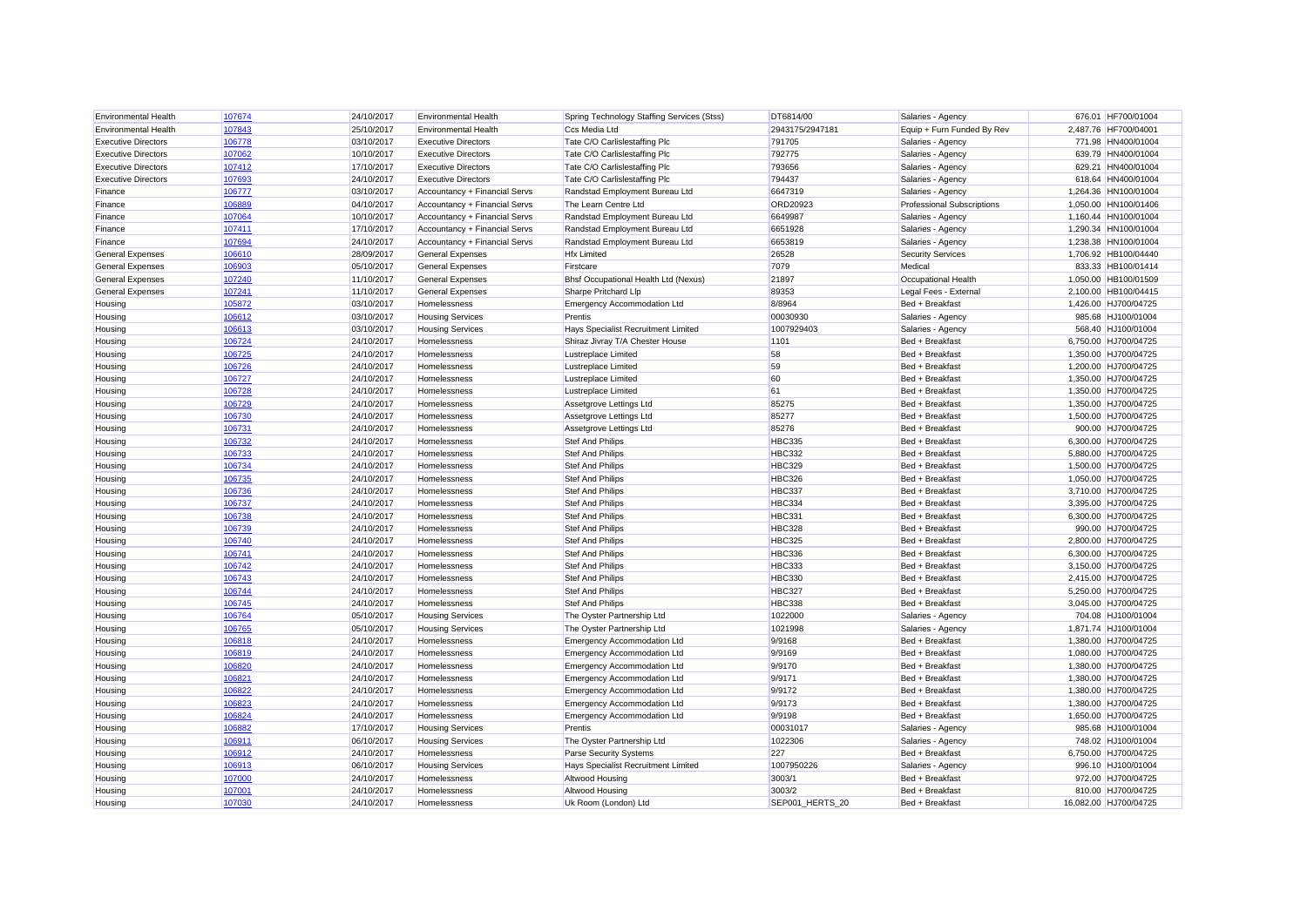| Environmental Health | 107674 | 24/10/2017 | Environmental Health | Spring Technology Staffing Services (Stss) | DT6814/00 | Salaries - Agency | 676.01 | HF700/01004 |
|---|---|---|---|---|---|---|---|---|
| Environmental Health | 107843 | 25/10/2017 | Environmental Health | Ccs Media Ltd | 2943175/2947181 | Equip + Furn Funded By Rev | 2,487.76 | HF700/04001 |
| Executive Directors | 106778 | 03/10/2017 | Executive Directors | Tate C/O Carlislestaffing Plc | 791705 | Salaries - Agency | 771.98 | HN400/01004 |
| Executive Directors | 107062 | 10/10/2017 | Executive Directors | Tate C/O Carlislestaffing Plc | 792775 | Salaries - Agency | 639.79 | HN400/01004 |
| Executive Directors | 107412 | 17/10/2017 | Executive Directors | Tate C/O Carlislestaffing Plc | 793656 | Salaries - Agency | 629.21 | HN400/01004 |
| Executive Directors | 107693 | 24/10/2017 | Executive Directors | Tate C/O Carlislestaffing Plc | 794437 | Salaries - Agency | 618.64 | HN400/01004 |
| Finance | 106777 | 03/10/2017 | Accountancy + Financial Servs | Randstad Employment Bureau Ltd | 6647319 | Salaries - Agency | 1,264.36 | HN100/01004 |
| Finance | 106889 | 04/10/2017 | Accountancy + Financial Servs | The Learn Centre Ltd | ORD20923 | Professional Subscriptions | 1,050.00 | HN100/01406 |
| Finance | 107064 | 10/10/2017 | Accountancy + Financial Servs | Randstad Employment Bureau Ltd | 6649987 | Salaries - Agency | 1,160.44 | HN100/01004 |
| Finance | 107411 | 17/10/2017 | Accountancy + Financial Servs | Randstad Employment Bureau Ltd | 6651928 | Salaries - Agency | 1,290.34 | HN100/01004 |
| Finance | 107694 | 24/10/2017 | Accountancy + Financial Servs | Randstad Employment Bureau Ltd | 6653819 | Salaries - Agency | 1,238.38 | HN100/01004 |
| General Expenses | 106610 | 28/09/2017 | General Expenses | Hfx Limited | 26528 | Security Services | 1,706.92 | HB100/04440 |
| General Expenses | 106903 | 05/10/2017 | General Expenses | Firstcare | 7079 | Medical | 833.33 | HB100/01414 |
| General Expenses | 107240 | 11/10/2017 | General Expenses | Bhsf Occupational Health Ltd (Nexus) | 21897 | Occupational Health | 1,050.00 | HB100/01509 |
| General Expenses | 107241 | 11/10/2017 | General Expenses | Sharpe Pritchard Llp | 89353 | Legal Fees - External | 2,100.00 | HB100/04415 |
| Housing | 105872 | 03/10/2017 | Homelessness | Emergency Accommodation Ltd | 8/8964 | Bed + Breakfast | 1,426.00 | HJ700/04725 |
| Housing | 106612 | 03/10/2017 | Housing Services | Prentis | 00030930 | Salaries - Agency | 985.68 | HJ100/01004 |
| Housing | 106613 | 03/10/2017 | Housing Services | Hays Specialist Recruitment Limited | 1007929403 | Salaries - Agency | 568.40 | HJ100/01004 |
| Housing | 106724 | 24/10/2017 | Homelessness | Shiraz Jivray T/A Chester House | 1101 | Bed + Breakfast | 6,750.00 | HJ700/04725 |
| Housing | 106725 | 24/10/2017 | Homelessness | Lustreplace Limited | 58 | Bed + Breakfast | 1,350.00 | HJ700/04725 |
| Housing | 106726 | 24/10/2017 | Homelessness | Lustreplace Limited | 59 | Bed + Breakfast | 1,200.00 | HJ700/04725 |
| Housing | 106727 | 24/10/2017 | Homelessness | Lustreplace Limited | 60 | Bed + Breakfast | 1,350.00 | HJ700/04725 |
| Housing | 106728 | 24/10/2017 | Homelessness | Lustreplace Limited | 61 | Bed + Breakfast | 1,350.00 | HJ700/04725 |
| Housing | 106729 | 24/10/2017 | Homelessness | Assetgrove Lettings Ltd | 85275 | Bed + Breakfast | 1,350.00 | HJ700/04725 |
| Housing | 106730 | 24/10/2017 | Homelessness | Assetgrove Lettings Ltd | 85277 | Bed + Breakfast | 1,500.00 | HJ700/04725 |
| Housing | 106731 | 24/10/2017 | Homelessness | Assetgrove Lettings Ltd | 85276 | Bed + Breakfast | 900.00 | HJ700/04725 |
| Housing | 106732 | 24/10/2017 | Homelessness | Stef And Philips | HBC335 | Bed + Breakfast | 6,300.00 | HJ700/04725 |
| Housing | 106733 | 24/10/2017 | Homelessness | Stef And Philips | HBC332 | Bed + Breakfast | 5,880.00 | HJ700/04725 |
| Housing | 106734 | 24/10/2017 | Homelessness | Stef And Philips | HBC329 | Bed + Breakfast | 1,500.00 | HJ700/04725 |
| Housing | 106735 | 24/10/2017 | Homelessness | Stef And Philips | HBC326 | Bed + Breakfast | 1,050.00 | HJ700/04725 |
| Housing | 106736 | 24/10/2017 | Homelessness | Stef And Philips | HBC337 | Bed + Breakfast | 3,710.00 | HJ700/04725 |
| Housing | 106737 | 24/10/2017 | Homelessness | Stef And Philips | HBC334 | Bed + Breakfast | 3,395.00 | HJ700/04725 |
| Housing | 106738 | 24/10/2017 | Homelessness | Stef And Philips | HBC331 | Bed + Breakfast | 6,300.00 | HJ700/04725 |
| Housing | 106739 | 24/10/2017 | Homelessness | Stef And Philips | HBC328 | Bed + Breakfast | 990.00 | HJ700/04725 |
| Housing | 106740 | 24/10/2017 | Homelessness | Stef And Philips | HBC325 | Bed + Breakfast | 2,800.00 | HJ700/04725 |
| Housing | 106741 | 24/10/2017 | Homelessness | Stef And Philips | HBC336 | Bed + Breakfast | 6,300.00 | HJ700/04725 |
| Housing | 106742 | 24/10/2017 | Homelessness | Stef And Philips | HBC333 | Bed + Breakfast | 3,150.00 | HJ700/04725 |
| Housing | 106743 | 24/10/2017 | Homelessness | Stef And Philips | HBC330 | Bed + Breakfast | 2,415.00 | HJ700/04725 |
| Housing | 106744 | 24/10/2017 | Homelessness | Stef And Philips | HBC327 | Bed + Breakfast | 5,250.00 | HJ700/04725 |
| Housing | 106745 | 24/10/2017 | Homelessness | Stef And Philips | HBC338 | Bed + Breakfast | 3,045.00 | HJ700/04725 |
| Housing | 106764 | 05/10/2017 | Housing Services | The Oyster Partnership Ltd | 1022000 | Salaries - Agency | 704.08 | HJ100/01004 |
| Housing | 106765 | 05/10/2017 | Housing Services | The Oyster Partnership Ltd | 1021998 | Salaries - Agency | 1,871.74 | HJ100/01004 |
| Housing | 106818 | 24/10/2017 | Homelessness | Emergency Accommodation Ltd | 9/9168 | Bed + Breakfast | 1,380.00 | HJ700/04725 |
| Housing | 106819 | 24/10/2017 | Homelessness | Emergency Accommodation Ltd | 9/9169 | Bed + Breakfast | 1,080.00 | HJ700/04725 |
| Housing | 106820 | 24/10/2017 | Homelessness | Emergency Accommodation Ltd | 9/9170 | Bed + Breakfast | 1,380.00 | HJ700/04725 |
| Housing | 106821 | 24/10/2017 | Homelessness | Emergency Accommodation Ltd | 9/9171 | Bed + Breakfast | 1,380.00 | HJ700/04725 |
| Housing | 106822 | 24/10/2017 | Homelessness | Emergency Accommodation Ltd | 9/9172 | Bed + Breakfast | 1,380.00 | HJ700/04725 |
| Housing | 106823 | 24/10/2017 | Homelessness | Emergency Accommodation Ltd | 9/9173 | Bed + Breakfast | 1,380.00 | HJ700/04725 |
| Housing | 106824 | 24/10/2017 | Homelessness | Emergency Accommodation Ltd | 9/9198 | Bed + Breakfast | 1,650.00 | HJ700/04725 |
| Housing | 106882 | 17/10/2017 | Housing Services | Prentis | 00031017 | Salaries - Agency | 985.68 | HJ100/01004 |
| Housing | 106911 | 06/10/2017 | Housing Services | The Oyster Partnership Ltd | 1022306 | Salaries - Agency | 748.02 | HJ100/01004 |
| Housing | 106912 | 24/10/2017 | Homelessness | Parse Security Systems | 227 | Bed + Breakfast | 6,750.00 | HJ700/04725 |
| Housing | 106913 | 06/10/2017 | Housing Services | Hays Specialist Recruitment Limited | 1007950226 | Salaries - Agency | 996.10 | HJ100/01004 |
| Housing | 107000 | 24/10/2017 | Homelessness | Altwood Housing | 3003/1 | Bed + Breakfast | 972.00 | HJ700/04725 |
| Housing | 107001 | 24/10/2017 | Homelessness | Altwood Housing | 3003/2 | Bed + Breakfast | 810.00 | HJ700/04725 |
| Housing | 107030 | 24/10/2017 | Homelessness | Uk Room (London) Ltd | SEP001_HERTS_20 | Bed + Breakfast | 16,082.00 | HJ700/04725 |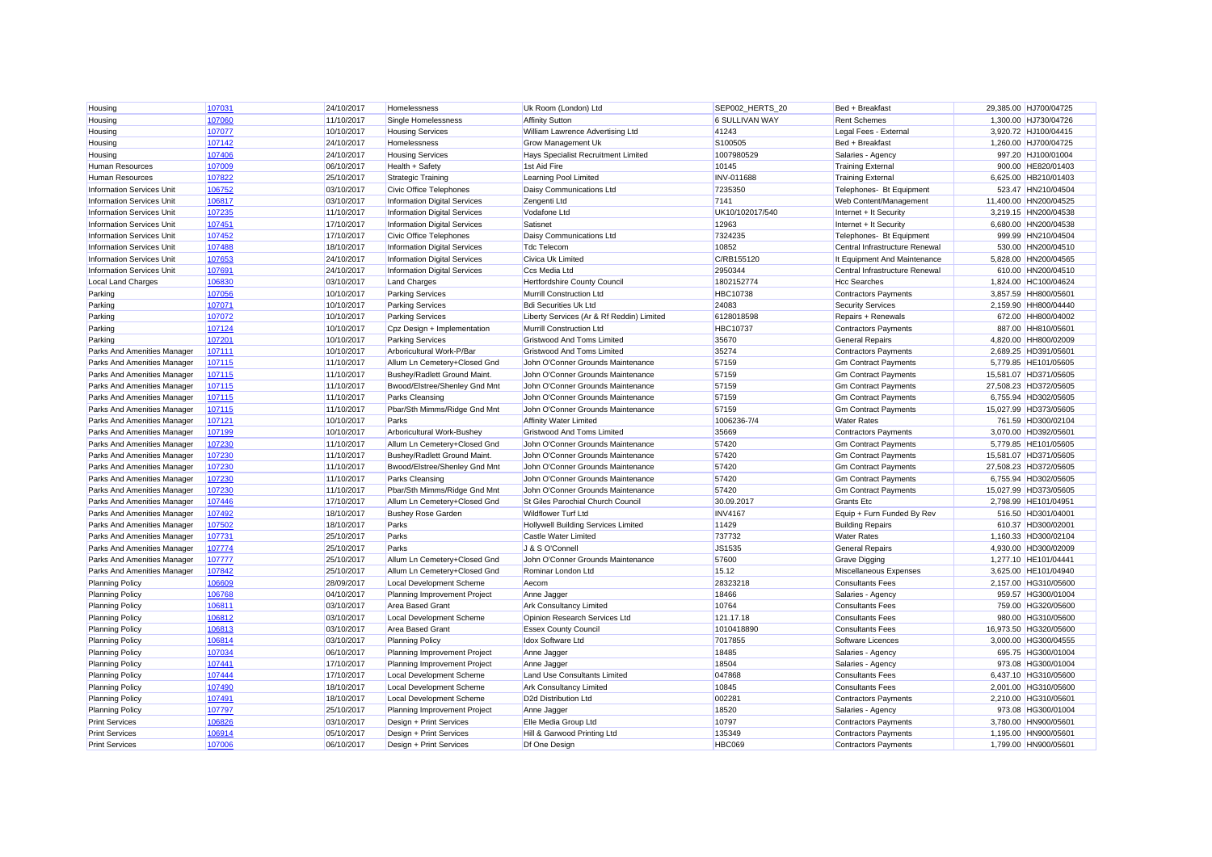| | | | | | | | | |
|---|---|---|---|---|---|---|---|---|
| Housing | 107031 | 24/10/2017 | Homelessness | Uk Room (London) Ltd | SEP002_HERTS_20 | Bed + Breakfast | 29,385.00 | HJ700/04725 |
| Housing | 107060 | 11/10/2017 | Single Homelessness | Affinity Sutton | 6 SULLIVAN WAY | Rent Schemes | 1,300.00 | HJ730/04726 |
| Housing | 107077 | 10/10/2017 | Housing Services | William Lawrence Advertising Ltd | 41243 | Legal Fees - External | 3,920.72 | HJ100/04415 |
| Housing | 107142 | 24/10/2017 | Homelessness | Grow Management Uk | S100505 | Bed + Breakfast | 1,260.00 | HJ700/04725 |
| Housing | 107406 | 24/10/2017 | Housing Services | Hays Specialist Recruitment Limited | 1007980529 | Salaries - Agency | 997.20 | HJ100/01004 |
| Human Resources | 107009 | 06/10/2017 | Health + Safety | 1st Aid Fire | 10145 | Training External | 900.00 | HE820/01403 |
| Human Resources | 107822 | 25/10/2017 | Strategic Training | Learning Pool Limited | INV-011688 | Training External | 6,625.00 | HB210/01403 |
| Information Services Unit | 106752 | 03/10/2017 | Civic Office Telephones | Daisy Communications Ltd | 7235350 | Telephones- Bt Equipment | 523.47 | HN210/04504 |
| Information Services Unit | 106817 | 03/10/2017 | Information Digital Services | Zengenti Ltd | 7141 | Web Content/Management | 11,400.00 | HN200/04525 |
| Information Services Unit | 107235 | 11/10/2017 | Information Digital Services | Vodafone Ltd | UK10/102017/540 | Internet + It Security | 3,219.15 | HN200/04538 |
| Information Services Unit | 107451 | 17/10/2017 | Information Digital Services | Satisnet | 12963 | Internet + It Security | 6,680.00 | HN200/04538 |
| Information Services Unit | 107452 | 17/10/2017 | Civic Office Telephones | Daisy Communications Ltd | 7324235 | Telephones- Bt Equipment | 999.99 | HN210/04504 |
| Information Services Unit | 107488 | 18/10/2017 | Information Digital Services | Tdc Telecom | 10852 | Central Infrastructure Renewal | 530.00 | HN200/04510 |
| Information Services Unit | 107653 | 24/10/2017 | Information Digital Services | Civica Uk Limited | C/RB155120 | It Equipment And Maintenance | 5,828.00 | HN200/04565 |
| Information Services Unit | 107691 | 24/10/2017 | Information Digital Services | Ccs Media Ltd | 2950344 | Central Infrastructure Renewal | 610.00 | HN200/04510 |
| Local Land Charges | 106830 | 03/10/2017 | Land Charges | Hertfordshire County Council | 1802152774 | Hcc Searches | 1,824.00 | HC100/04624 |
| Parking | 107056 | 10/10/2017 | Parking Services | Murrill Construction Ltd | HBC10738 | Contractors Payments | 3,857.59 | HH800/05601 |
| Parking | 107071 | 10/10/2017 | Parking Services | Bdi Securities Uk Ltd | 24083 | Security Services | 2,159.90 | HH800/04440 |
| Parking | 107072 | 10/10/2017 | Parking Services | Liberty Services (Ar & Rf Reddin) Limited | 6128018598 | Repairs + Renewals | 672.00 | HH800/04002 |
| Parking | 107124 | 10/10/2017 | Cpz Design + Implementation | Murrill Construction Ltd | HBC10737 | Contractors Payments | 887.00 | HH810/05601 |
| Parking | 107201 | 10/10/2017 | Parking Services | Gristwood And Toms Limited | 35670 | General Repairs | 4,820.00 | HH800/02009 |
| Parks And Amenities Manager | 107111 | 10/10/2017 | Arboricultural Work-P/Bar | Gristwood And Toms Limited | 35274 | Contractors Payments | 2,689.25 | HD391/05601 |
| Parks And Amenities Manager | 107115 | 11/10/2017 | Allum Ln Cemetery+Closed Gnd | John O'Conner Grounds Maintenance | 57159 | Gm Contract Payments | 5,779.85 | HE101/05605 |
| Parks And Amenities Manager | 107115 | 11/10/2017 | Bushey/Radlett Ground Maint. | John O'Conner Grounds Maintenance | 57159 | Gm Contract Payments | 15,581.07 | HD371/05605 |
| Parks And Amenities Manager | 107115 | 11/10/2017 | Bwood/Elstree/Shenley Gnd Mnt | John O'Conner Grounds Maintenance | 57159 | Gm Contract Payments | 27,508.23 | HD372/05605 |
| Parks And Amenities Manager | 107115 | 11/10/2017 | Parks Cleansing | John O'Conner Grounds Maintenance | 57159 | Gm Contract Payments | 6,755.94 | HD302/05605 |
| Parks And Amenities Manager | 107115 | 11/10/2017 | Pbar/Sth Mimms/Ridge Gnd Mnt | John O'Conner Grounds Maintenance | 57159 | Gm Contract Payments | 15,027.99 | HD373/05605 |
| Parks And Amenities Manager | 107121 | 10/10/2017 | Parks | Affinity Water Limited | 1006236-7/4 | Water Rates | 761.59 | HD300/02104 |
| Parks And Amenities Manager | 107199 | 10/10/2017 | Arboricultural Work-Bushey | Gristwood And Toms Limited | 35669 | Contractors Payments | 3,070.00 | HD392/05601 |
| Parks And Amenities Manager | 107230 | 11/10/2017 | Allum Ln Cemetery+Closed Gnd | John O'Conner Grounds Maintenance | 57420 | Gm Contract Payments | 5,779.85 | HE101/05605 |
| Parks And Amenities Manager | 107230 | 11/10/2017 | Bushey/Radlett Ground Maint. | John O'Conner Grounds Maintenance | 57420 | Gm Contract Payments | 15,581.07 | HD371/05605 |
| Parks And Amenities Manager | 107230 | 11/10/2017 | Bwood/Elstree/Shenley Gnd Mnt | John O'Conner Grounds Maintenance | 57420 | Gm Contract Payments | 27,508.23 | HD372/05605 |
| Parks And Amenities Manager | 107230 | 11/10/2017 | Parks Cleansing | John O'Conner Grounds Maintenance | 57420 | Gm Contract Payments | 6,755.94 | HD302/05605 |
| Parks And Amenities Manager | 107230 | 11/10/2017 | Pbar/Sth Mimms/Ridge Gnd Mnt | John O'Conner Grounds Maintenance | 57420 | Gm Contract Payments | 15,027.99 | HD373/05605 |
| Parks And Amenities Manager | 107446 | 17/10/2017 | Allum Ln Cemetery+Closed Gnd | St Giles Parochial Church Council | 30.09.2017 | Grants Etc | 2,798.99 | HE101/04951 |
| Parks And Amenities Manager | 107492 | 18/10/2017 | Bushey Rose Garden | Wildflower Turf Ltd | INV4167 | Equip + Furn Funded By Rev | 516.50 | HD301/04001 |
| Parks And Amenities Manager | 107502 | 18/10/2017 | Parks | Hollywell Building Services Limited | 11429 | Building Repairs | 610.37 | HD300/02001 |
| Parks And Amenities Manager | 107731 | 25/10/2017 | Parks | Castle Water Limited | 737732 | Water Rates | 1,160.33 | HD300/02104 |
| Parks And Amenities Manager | 107774 | 25/10/2017 | Parks | J & S O'Connell | JS1535 | General Repairs | 4,930.00 | HD300/02009 |
| Parks And Amenities Manager | 107777 | 25/10/2017 | Allum Ln Cemetery+Closed Gnd | John O'Conner Grounds Maintenance | 57600 | Grave Digging | 1,277.10 | HE101/04441 |
| Parks And Amenities Manager | 107842 | 25/10/2017 | Allum Ln Cemetery+Closed Gnd | Rominar London Ltd | 15.12 | Miscellaneous Expenses | 3,625.00 | HE101/04940 |
| Planning Policy | 106609 | 28/09/2017 | Local Development Scheme | Aecom | 28323218 | Consultants Fees | 2,157.00 | HG310/05600 |
| Planning Policy | 106768 | 04/10/2017 | Planning Improvement Project | Anne Jagger | 18466 | Salaries - Agency | 959.57 | HG300/01004 |
| Planning Policy | 106811 | 03/10/2017 | Area Based Grant | Ark Consultancy Limited | 10764 | Consultants Fees | 759.00 | HG320/05600 |
| Planning Policy | 106812 | 03/10/2017 | Local Development Scheme | Opinion Research Services Ltd | 121.17.18 | Consultants Fees | 980.00 | HG310/05600 |
| Planning Policy | 106813 | 03/10/2017 | Area Based Grant | Essex County Council | 1010418890 | Consultants Fees | 16,973.50 | HG320/05600 |
| Planning Policy | 106814 | 03/10/2017 | Planning Policy | Idox Software Ltd | 7017855 | Software Licences | 3,000.00 | HG300/04555 |
| Planning Policy | 107034 | 06/10/2017 | Planning Improvement Project | Anne Jagger | 18485 | Salaries - Agency | 695.75 | HG300/01004 |
| Planning Policy | 107441 | 17/10/2017 | Planning Improvement Project | Anne Jagger | 18504 | Salaries - Agency | 973.08 | HG300/01004 |
| Planning Policy | 107444 | 17/10/2017 | Local Development Scheme | Land Use Consultants Limited | 047868 | Consultants Fees | 6,437.10 | HG310/05600 |
| Planning Policy | 107490 | 18/10/2017 | Local Development Scheme | Ark Consultancy Limited | 10845 | Consultants Fees | 2,001.00 | HG310/05600 |
| Planning Policy | 107491 | 18/10/2017 | Local Development Scheme | D2d Distribution Ltd | 002281 | Contractors Payments | 2,210.00 | HG310/05601 |
| Planning Policy | 107797 | 25/10/2017 | Planning Improvement Project | Anne Jagger | 18520 | Salaries - Agency | 973.08 | HG300/01004 |
| Print Services | 106826 | 03/10/2017 | Design + Print Services | Elle Media Group Ltd | 10797 | Contractors Payments | 3,780.00 | HN900/05601 |
| Print Services | 106914 | 05/10/2017 | Design + Print Services | Hill & Garwood Printing Ltd | 135349 | Contractors Payments | 1,195.00 | HN900/05601 |
| Print Services | 107006 | 06/10/2017 | Design + Print Services | Df One Design | HBC069 | Contractors Payments | 1,799.00 | HN900/05601 |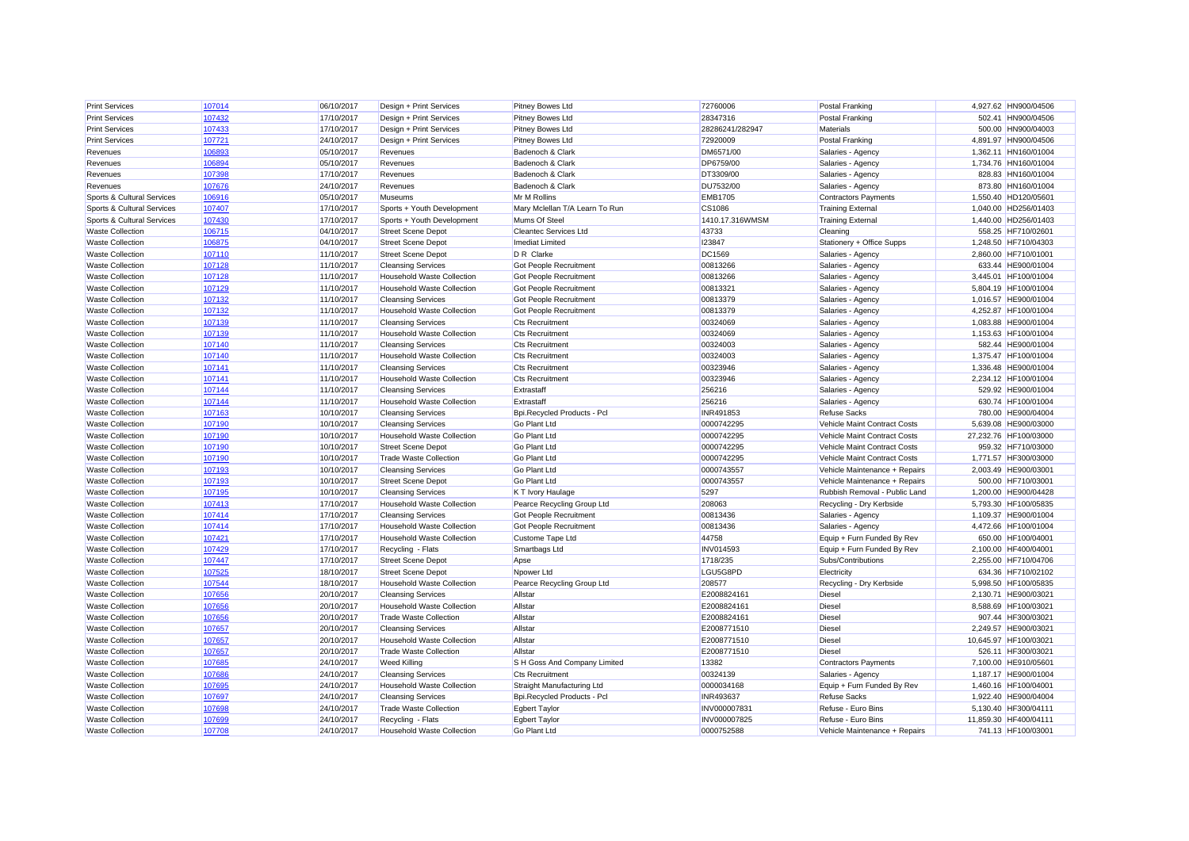| Print Services | 107014 | 06/10/2017 | Design + Print Services | Pitney Bowes Ltd | 72760006 | Postal Franking | 4,927.62 | HN900/04506 |
|---|---|---|---|---|---|---|---|---|
| Print Services | 107432 | 17/10/2017 | Design + Print Services | Pitney Bowes Ltd | 28347316 | Postal Franking | 502.41 | HN900/04506 |
| Print Services | 107433 | 17/10/2017 | Design + Print Services | Pitney Bowes Ltd | 28286241/282947 | Materials | 500.00 | HN900/04003 |
| Print Services | 107721 | 24/10/2017 | Design + Print Services | Pitney Bowes Ltd | 72920009 | Postal Franking | 4,891.97 | HN900/04506 |
| Revenues | 106893 | 05/10/2017 | Revenues | Badenoch & Clark | DM6571/00 | Salaries - Agency | 1,362.11 | HN160/01004 |
| Revenues | 106894 | 05/10/2017 | Revenues | Badenoch & Clark | DP6759/00 | Salaries - Agency | 1,734.76 | HN160/01004 |
| Revenues | 107398 | 17/10/2017 | Revenues | Badenoch & Clark | DT3309/00 | Salaries - Agency | 828.83 | HN160/01004 |
| Revenues | 107676 | 24/10/2017 | Revenues | Badenoch & Clark | DU7532/00 | Salaries - Agency | 873.80 | HN160/01004 |
| Sports & Cultural Services | 106916 | 05/10/2017 | Museums | Mr M Rollins | EMB1705 | Contractors Payments | 1,550.40 | HD120/05601 |
| Sports & Cultural Services | 107407 | 17/10/2017 | Sports + Youth Development | Mary Mclellan T/A Learn To Run | CS1086 | Training External | 1,040.00 | HD256/01403 |
| Sports & Cultural Services | 107430 | 17/10/2017 | Sports + Youth Development | Mums Of Steel | 1410.17.316WMSM | Training External | 1,440.00 | HD256/01403 |
| Waste Collection | 106715 | 04/10/2017 | Street Scene Depot | Cleantec Services Ltd | 43733 | Cleaning | 558.25 | HF710/02601 |
| Waste Collection | 106875 | 04/10/2017 | Street Scene Depot | Imediat Limited | I23847 | Stationery + Office Supps | 1,248.50 | HF710/04303 |
| Waste Collection | 107110 | 11/10/2017 | Street Scene Depot | D R Clarke | DC1569 | Salaries - Agency | 2,860.00 | HF710/01001 |
| Waste Collection | 107128 | 11/10/2017 | Cleansing Services | Got People Recruitment | 00813266 | Salaries - Agency | 633.44 | HE900/01004 |
| Waste Collection | 107128 | 11/10/2017 | Household Waste Collection | Got People Recruitment | 00813266 | Salaries - Agency | 3,445.01 | HF100/01004 |
| Waste Collection | 107129 | 11/10/2017 | Household Waste Collection | Got People Recruitment | 00813321 | Salaries - Agency | 5,804.19 | HF100/01004 |
| Waste Collection | 107132 | 11/10/2017 | Cleansing Services | Got People Recruitment | 00813379 | Salaries - Agency | 1,016.57 | HE900/01004 |
| Waste Collection | 107132 | 11/10/2017 | Household Waste Collection | Got People Recruitment | 00813379 | Salaries - Agency | 4,252.87 | HF100/01004 |
| Waste Collection | 107139 | 11/10/2017 | Cleansing Services | Cts Recruitment | 00324069 | Salaries - Agency | 1,083.88 | HE900/01004 |
| Waste Collection | 107139 | 11/10/2017 | Household Waste Collection | Cts Recruitment | 00324069 | Salaries - Agency | 1,153.63 | HF100/01004 |
| Waste Collection | 107140 | 11/10/2017 | Cleansing Services | Cts Recruitment | 00324003 | Salaries - Agency | 582.44 | HE900/01004 |
| Waste Collection | 107140 | 11/10/2017 | Household Waste Collection | Cts Recruitment | 00324003 | Salaries - Agency | 1,375.47 | HF100/01004 |
| Waste Collection | 107141 | 11/10/2017 | Cleansing Services | Cts Recruitment | 00323946 | Salaries - Agency | 1,336.48 | HE900/01004 |
| Waste Collection | 107141 | 11/10/2017 | Household Waste Collection | Cts Recruitment | 00323946 | Salaries - Agency | 2,234.12 | HF100/01004 |
| Waste Collection | 107144 | 11/10/2017 | Cleansing Services | Extrastaff | 256216 | Salaries - Agency | 529.92 | HE900/01004 |
| Waste Collection | 107144 | 11/10/2017 | Household Waste Collection | Extrastaff | 256216 | Salaries - Agency | 630.74 | HF100/01004 |
| Waste Collection | 107163 | 10/10/2017 | Cleansing Services | Bpi.Recycled Products - Pcl | INR491853 | Refuse Sacks | 780.00 | HE900/04004 |
| Waste Collection | 107190 | 10/10/2017 | Cleansing Services | Go Plant Ltd | 0000742295 | Vehicle Maint Contract Costs | 5,639.08 | HE900/03000 |
| Waste Collection | 107190 | 10/10/2017 | Household Waste Collection | Go Plant Ltd | 0000742295 | Vehicle Maint Contract Costs | 27,232.76 | HF100/03000 |
| Waste Collection | 107190 | 10/10/2017 | Street Scene Depot | Go Plant Ltd | 0000742295 | Vehicle Maint Contract Costs | 959.32 | HF710/03000 |
| Waste Collection | 107190 | 10/10/2017 | Trade Waste Collection | Go Plant Ltd | 0000742295 | Vehicle Maint Contract Costs | 1,771.57 | HF300/03000 |
| Waste Collection | 107193 | 10/10/2017 | Cleansing Services | Go Plant Ltd | 0000743557 | Vehicle Maintenance + Repairs | 2,003.49 | HE900/03001 |
| Waste Collection | 107193 | 10/10/2017 | Street Scene Depot | Go Plant Ltd | 0000743557 | Vehicle Maintenance + Repairs | 500.00 | HF710/03001 |
| Waste Collection | 107195 | 10/10/2017 | Cleansing Services | K T Ivory Haulage | 5297 | Rubbish Removal - Public Land | 1,200.00 | HE900/04428 |
| Waste Collection | 107413 | 17/10/2017 | Household Waste Collection | Pearce Recycling Group Ltd | 208063 | Recycling - Dry Kerbside | 5,793.30 | HF100/05835 |
| Waste Collection | 107414 | 17/10/2017 | Cleansing Services | Got People Recruitment | 00813436 | Salaries - Agency | 1,109.37 | HE900/01004 |
| Waste Collection | 107414 | 17/10/2017 | Household Waste Collection | Got People Recruitment | 00813436 | Salaries - Agency | 4,472.66 | HF100/01004 |
| Waste Collection | 107421 | 17/10/2017 | Household Waste Collection | Custome Tape Ltd | 44758 | Equip + Furn Funded By Rev | 650.00 | HF100/04001 |
| Waste Collection | 107429 | 17/10/2017 | Recycling - Flats | Smartbags Ltd | INV014593 | Equip + Furn Funded By Rev | 2,100.00 | HF400/04001 |
| Waste Collection | 107447 | 17/10/2017 | Street Scene Depot | Apse | 1718/235 | Subs/Contributions | 2,255.00 | HF710/04706 |
| Waste Collection | 107525 | 18/10/2017 | Street Scene Depot | Npower Ltd | LGU5G8PD | Electricity | 634.36 | HF710/02102 |
| Waste Collection | 107544 | 18/10/2017 | Household Waste Collection | Pearce Recycling Group Ltd | 208577 | Recycling - Dry Kerbside | 5,998.50 | HF100/05835 |
| Waste Collection | 107656 | 20/10/2017 | Cleansing Services | Allstar | E2008824161 | Diesel | 2,130.71 | HE900/03021 |
| Waste Collection | 107656 | 20/10/2017 | Household Waste Collection | Allstar | E2008824161 | Diesel | 8,588.69 | HF100/03021 |
| Waste Collection | 107656 | 20/10/2017 | Trade Waste Collection | Allstar | E2008824161 | Diesel | 907.44 | HF300/03021 |
| Waste Collection | 107657 | 20/10/2017 | Cleansing Services | Allstar | E2008771510 | Diesel | 2,249.57 | HE900/03021 |
| Waste Collection | 107657 | 20/10/2017 | Household Waste Collection | Allstar | E2008771510 | Diesel | 10,645.97 | HF100/03021 |
| Waste Collection | 107657 | 20/10/2017 | Trade Waste Collection | Allstar | E2008771510 | Diesel | 526.11 | HF300/03021 |
| Waste Collection | 107685 | 24/10/2017 | Weed Killing | S H Goss And Company Limited | 13382 | Contractors Payments | 7,100.00 | HE910/05601 |
| Waste Collection | 107686 | 24/10/2017 | Cleansing Services | Cts Recruitment | 00324139 | Salaries - Agency | 1,187.17 | HE900/01004 |
| Waste Collection | 107695 | 24/10/2017 | Household Waste Collection | Straight Manufacturing Ltd | 0000034168 | Equip + Furn Funded By Rev | 1,460.16 | HF100/04001 |
| Waste Collection | 107697 | 24/10/2017 | Cleansing Services | Bpi.Recycled Products - Pcl | INR493637 | Refuse Sacks | 1,922.40 | HE900/04004 |
| Waste Collection | 107698 | 24/10/2017 | Trade Waste Collection | Egbert Taylor | INV000007831 | Refuse - Euro Bins | 5,130.40 | HF300/04111 |
| Waste Collection | 107699 | 24/10/2017 | Recycling - Flats | Egbert Taylor | INV000007825 | Refuse - Euro Bins | 11,859.30 | HF400/04111 |
| Waste Collection | 107708 | 24/10/2017 | Household Waste Collection | Go Plant Ltd | 0000752588 | Vehicle Maintenance + Repairs | 741.13 | HF100/03001 |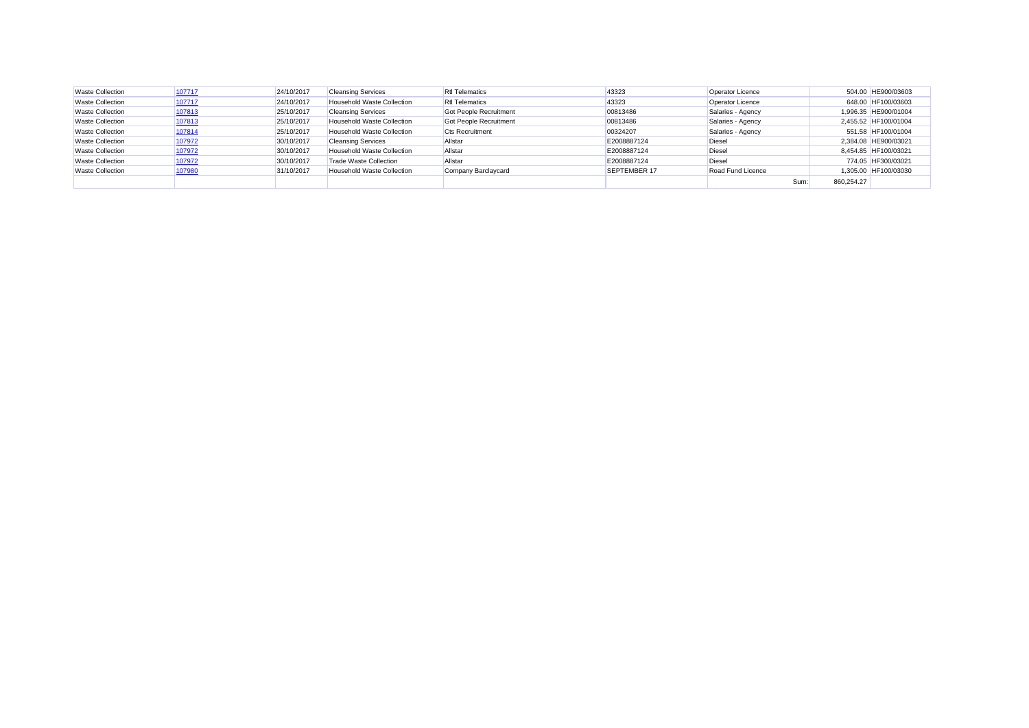| | | | | | | | | |
|---|---|---|---|---|---|---|---|---|
| Waste Collection | 107717 | 24/10/2017 | Cleansing Services | Rtl Telematics | 43323 | Operator Licence | 504.00 | HE900/03603 |
| Waste Collection | 107717 | 24/10/2017 | Household Waste Collection | Rtl Telematics | 43323 | Operator Licence | 648.00 | HF100/03603 |
| Waste Collection | 107813 | 25/10/2017 | Cleansing Services | Got People Recruitment | 00813486 | Salaries - Agency | 1,996.35 | HE900/01004 |
| Waste Collection | 107813 | 25/10/2017 | Household Waste Collection | Got People Recruitment | 00813486 | Salaries - Agency | 2,455.52 | HF100/01004 |
| Waste Collection | 107814 | 25/10/2017 | Household Waste Collection | Cts Recruitment | 00324207 | Salaries - Agency | 551.58 | HF100/01004 |
| Waste Collection | 107972 | 30/10/2017 | Cleansing Services | Allstar | E2008887124 | Diesel | 2,384.08 | HE900/03021 |
| Waste Collection | 107972 | 30/10/2017 | Household Waste Collection | Allstar | E2008887124 | Diesel | 8,454.85 | HF100/03021 |
| Waste Collection | 107972 | 30/10/2017 | Trade Waste Collection | Allstar | E2008887124 | Diesel | 774.05 | HF300/03021 |
| Waste Collection | 107980 | 31/10/2017 | Household Waste Collection | Company Barclaycard | SEPTEMBER 17 | Road Fund Licence | 1,305.00 | HF100/03030 |
| | | | | | | Sum: | 860,254.27 | |